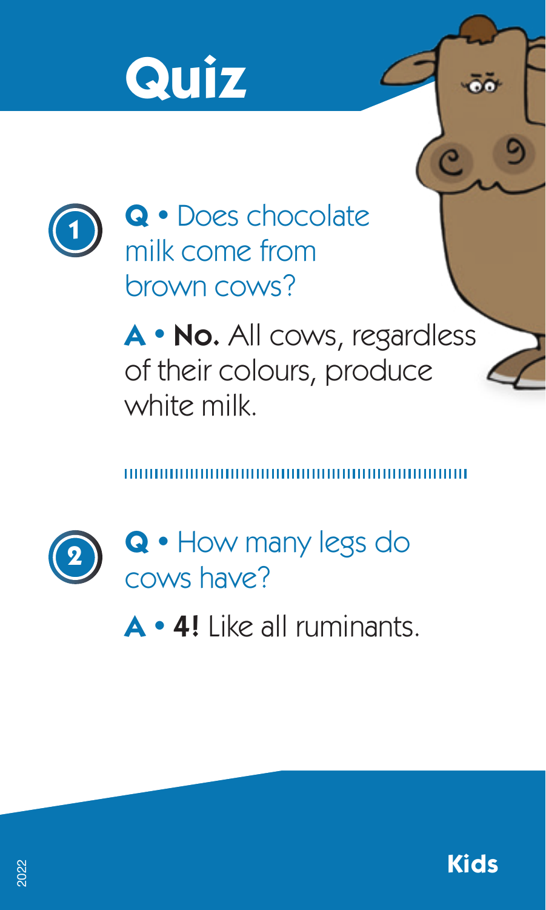# Quiz

**1**

**Q** • Does chocolate milk come from brown cows?

**A** • **No.** All cows, regardless of their colours, produce white milk.

**2**

**Q** • How many legs do cows have?

**A** • **4!** Like all ruminants.

2022

**Kids**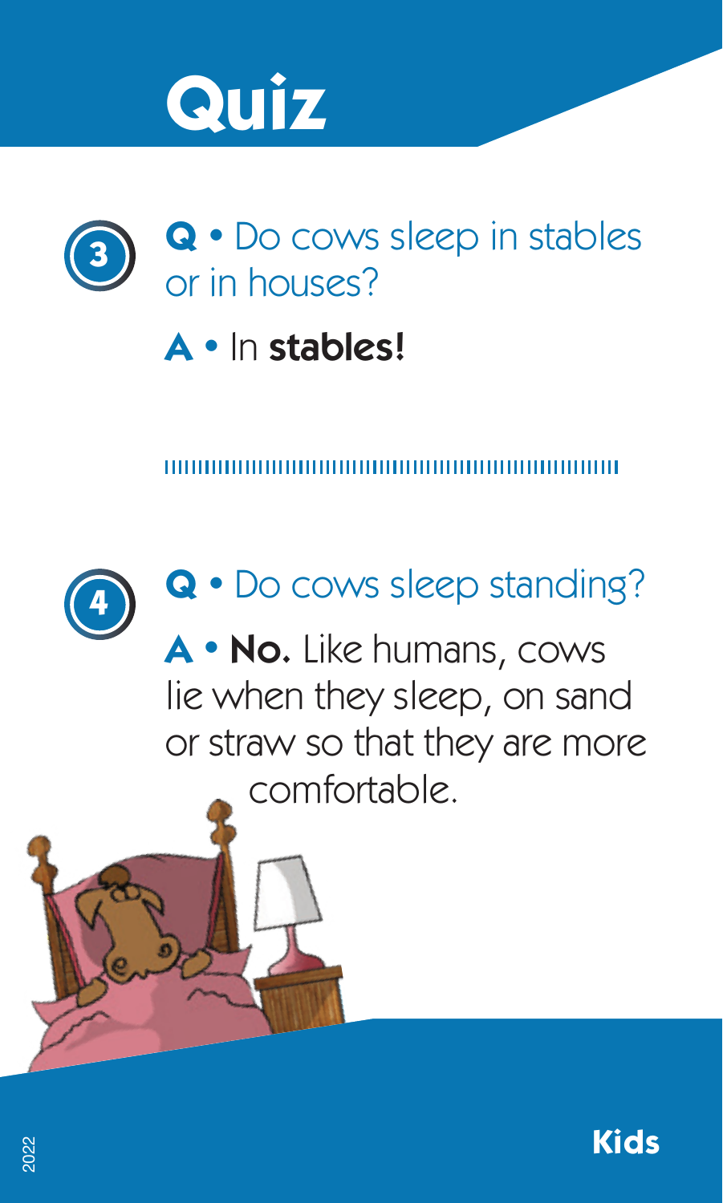# Quiz

**3**

**Q** • Do cows sleep in stables or in houses?

**A** • In **stables!**

---

**4**

**Q** • Do cows sleep standing?

**A** • **No.** Like humans, cows lie when they sleep, on sand or straw so that they are more comfortable.

2022

**Kids**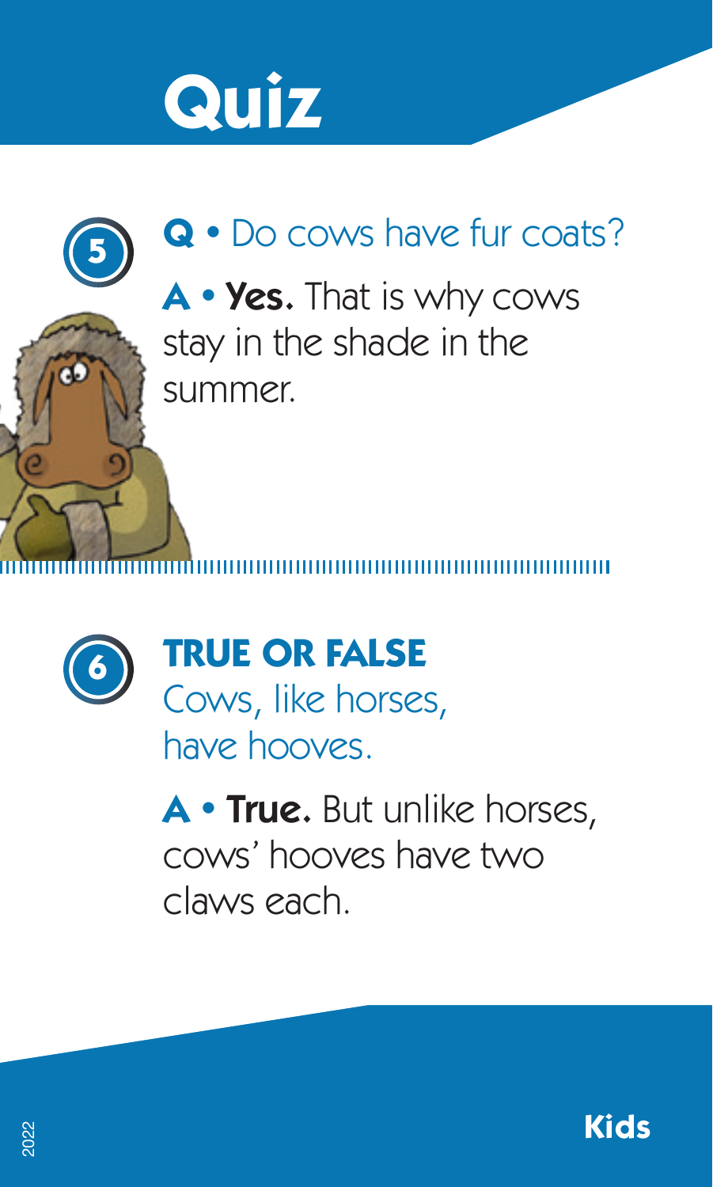# Quiz

**5**

**Q** • Do cows have fur coats?

**A** • **Yes.** That is why cows stay in the shade in the summer.

**6**

**TRUE OR FALSE**
Cows, like horses, have hooves.

**A** • **True.** But unlike horses, cows' hooves have two claws each.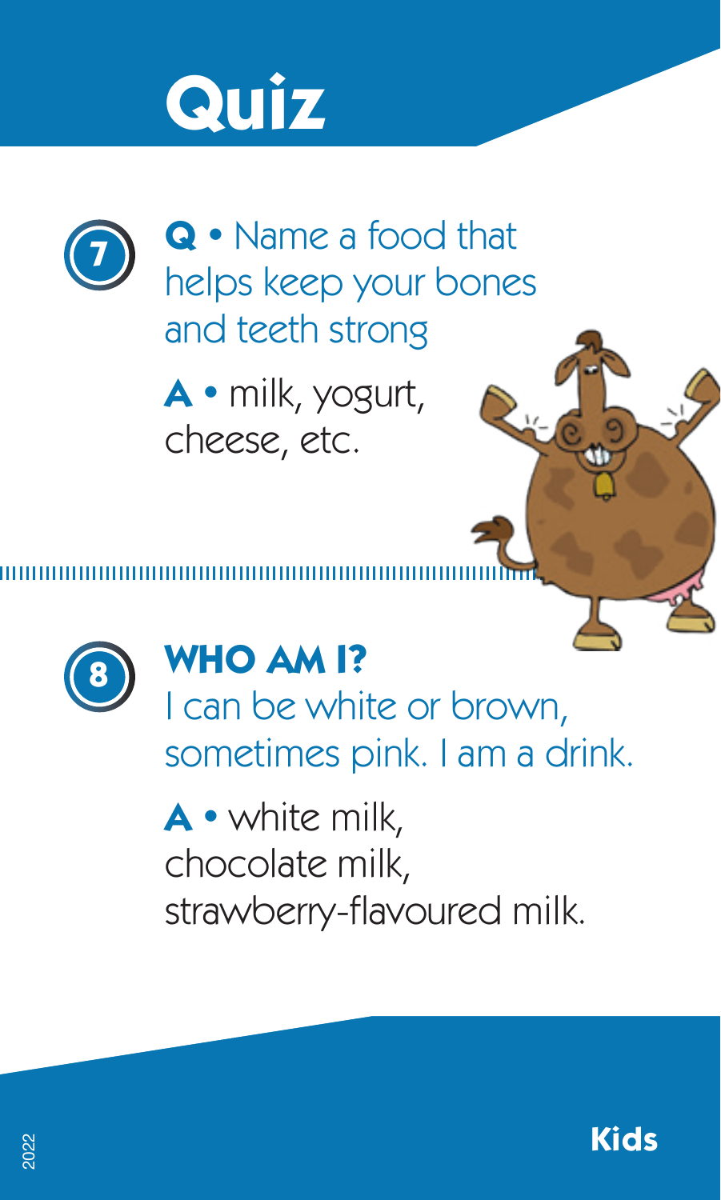# Quiz

**7**

**Q** • Name a food that helps keep your bones and teeth strong

**A** • milk, yogurt, cheese, etc.

**8**

**WHO AM I?**

I can be white or brown, sometimes pink. I am a drink.

**A** • white milk, chocolate milk, strawberry-flavoured milk.

2022

**Kids**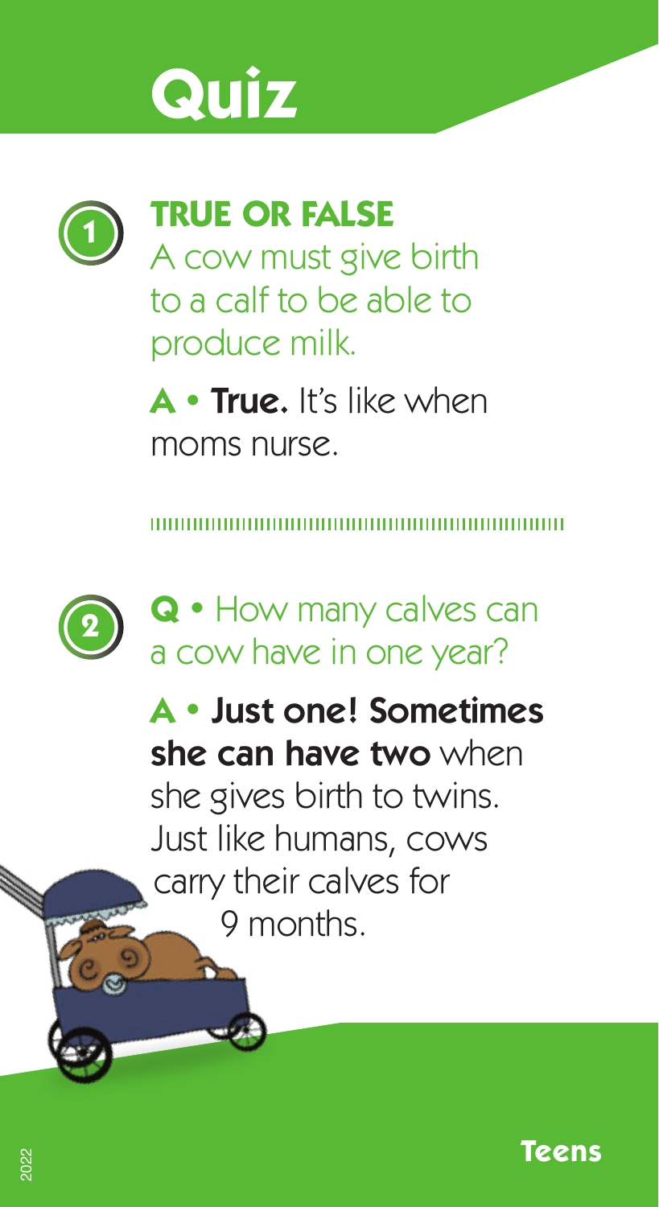# Quiz

**1** **TRUE OR FALSE**
A cow must give birth to a calf to be able to produce milk.

**A • True.** It's like when moms nurse.

---

**2** **Q •** How many calves can a cow have in one year?

**A • Just one! Sometimes she can have two** when she gives birth to twins. Just like humans, cows carry their calves for 9 months.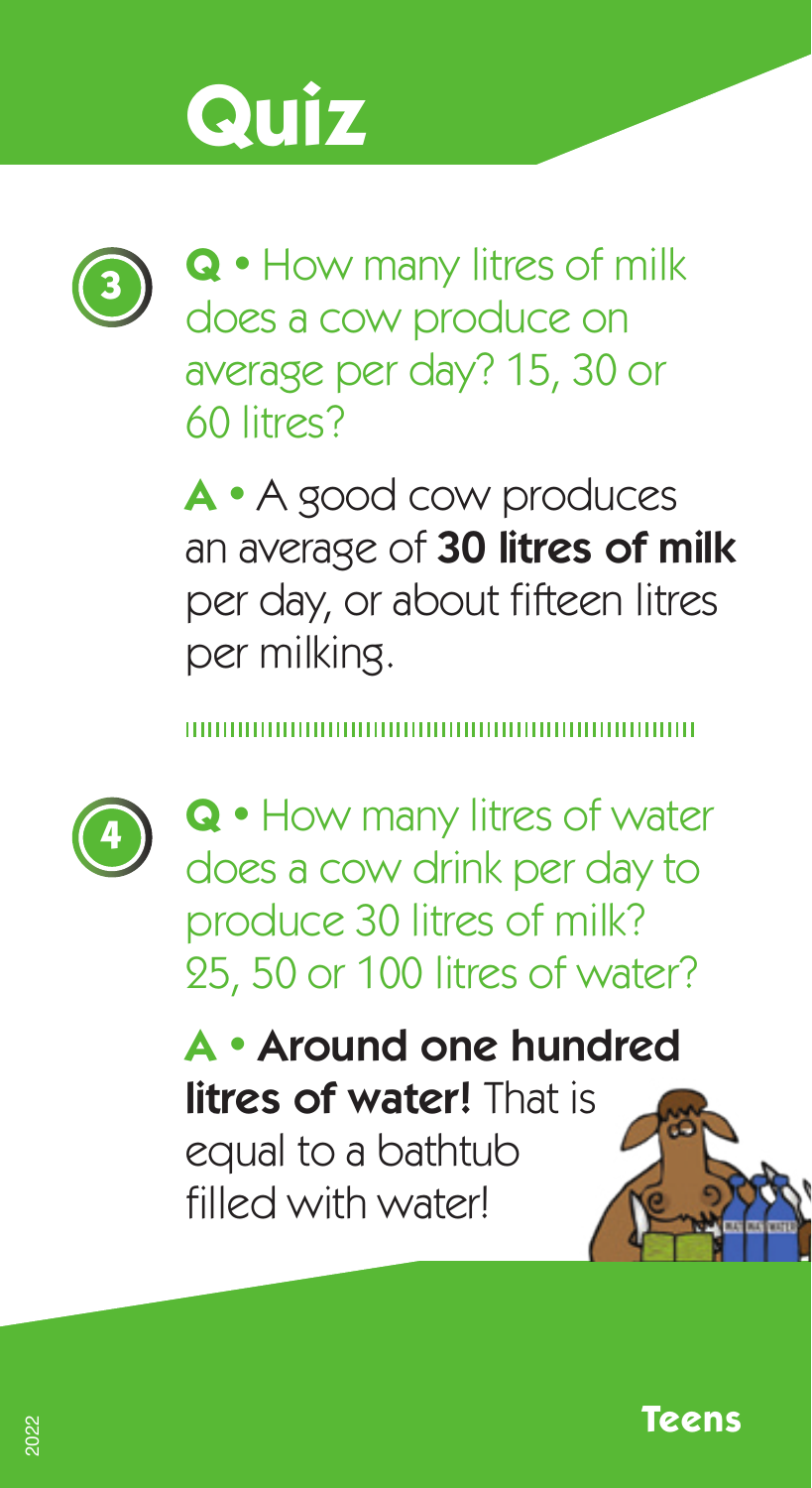# Quiz

**3**

**Q** • How many litres of milk does a cow produce on average per day? 15, 30 or 60 litres?

**A** • A good cow produces an average of **30 litres of milk** per day, or about fifteen litres per milking.

**4**

**Q** • How many litres of water does a cow drink per day to produce 30 litres of milk? 25, 50 or 100 litres of water?

**A** • **Around one hundred litres of water!** That is equal to a bathtub filled with water!

**Teens**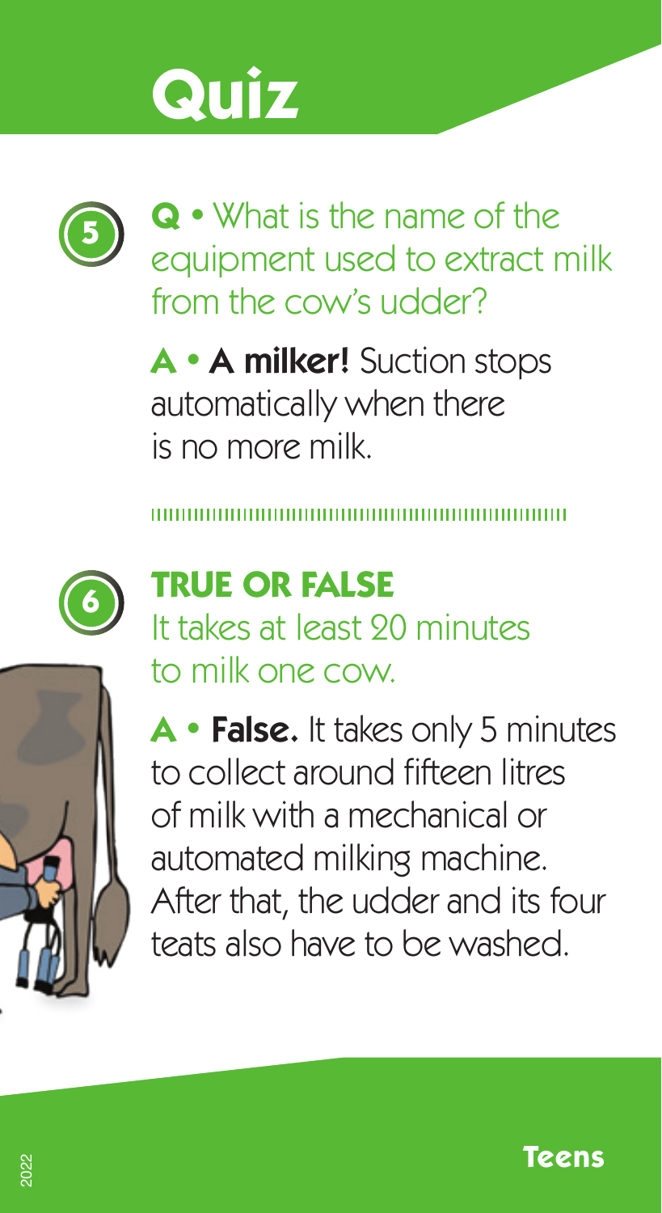# Quiz

**5** **Q** • What is the name of the equipment used to extract milk from the cow's udder?

**A** • **A milker!** Suction stops automatically when there is no more milk.

**6** **TRUE OR FALSE**

It takes at least 20 minutes to milk one cow.

**A** • **False.** It takes only 5 minutes to collect around fifteen litres of milk with a mechanical or automated milking machine. After that, the udder and its four teats also have to be washed.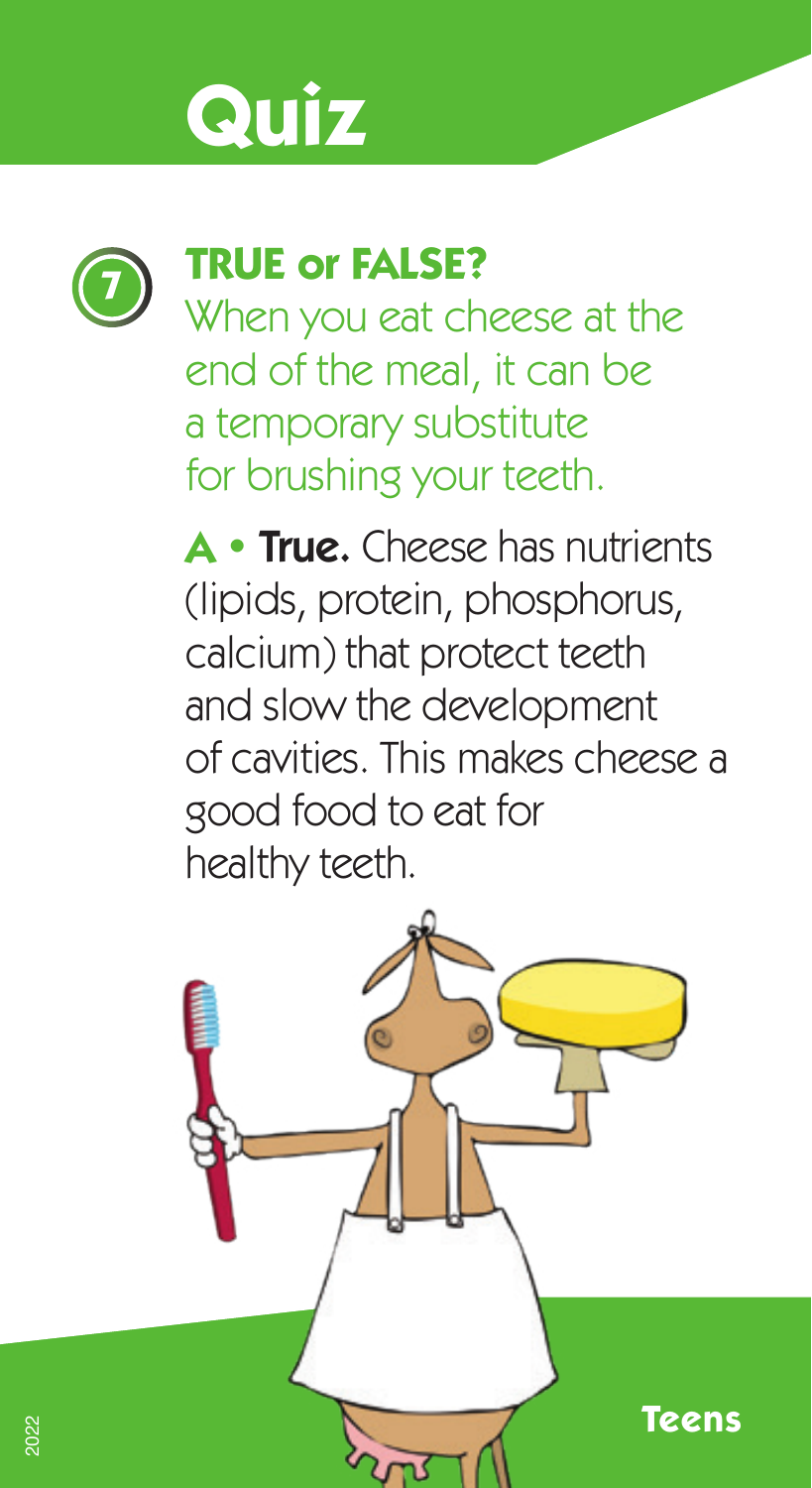# Quiz

**7**

## TRUE or FALSE?

When you eat cheese at the end of the meal, it can be a temporary substitute for brushing your teeth.

**A • True.** Cheese has nutrients (lipids, protein, phosphorus, calcium) that protect teeth and slow the development of cavities. This makes cheese a good food to eat for healthy teeth.

**Teens**

2022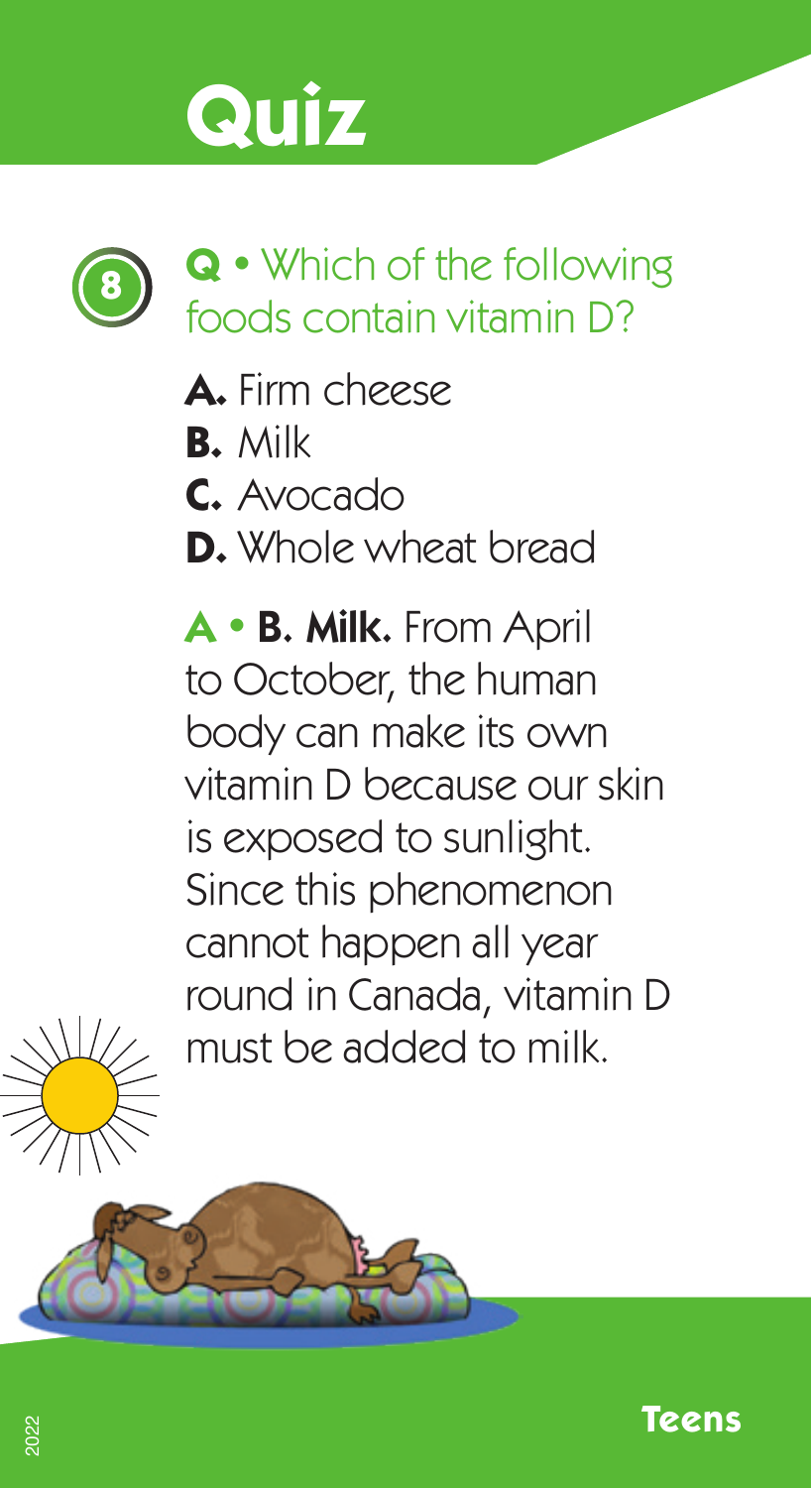# Quiz

**8**

**Q** • Which of the following foods contain vitamin D?

**A.** Firm cheese
**B.** Milk
**C.** Avocado
**D.** Whole wheat bread

**A** • **B. Milk.** From April to October, the human body can make its own vitamin D because our skin is exposed to sunlight. Since this phenomenon cannot happen all year round in Canada, vitamin D must be added to milk.

**Teens**

2022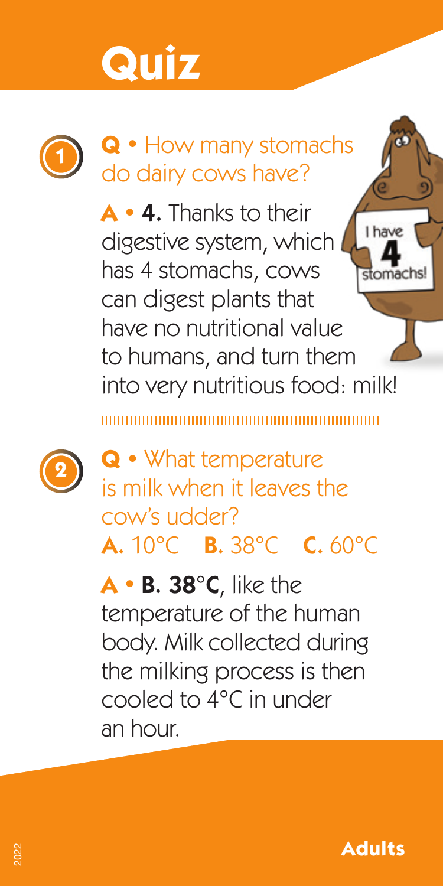# Quiz

**1** **Q** • How many stomachs do dairy cows have?

**A** • **4.** Thanks to their digestive system, which has 4 stomachs, cows can digest plants that have no nutritional value to humans, and turn them into very nutritious food: milk!

**2** **Q** • What temperature is milk when it leaves the cow's udder?

**A.** 10°C **B.** 38°C **C.** 60°C

**A** • **B. 38°C**, like the temperature of the human body. Milk collected during the milking process is then cooled to 4°C in under an hour.

2022

**Adults**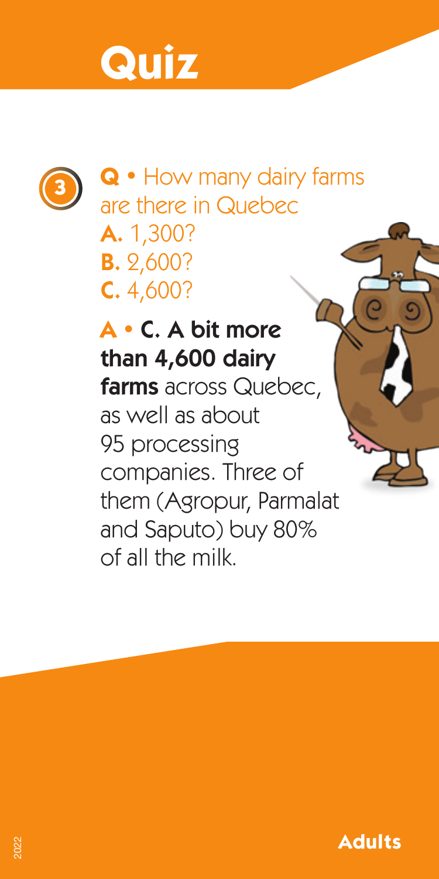# Quiz

**3**

**Q** • How many dairy farms are there in Quebec
**A.** 1,300?
**B.** 2,600?
**C.** 4,600?

**A • C. A bit more than 4,600 dairy farms** across Quebec, as well as about 95 processing companies. Three of them (Agropur, Parmalat and Saputo) buy 80% of all the milk.

**Adults**

2022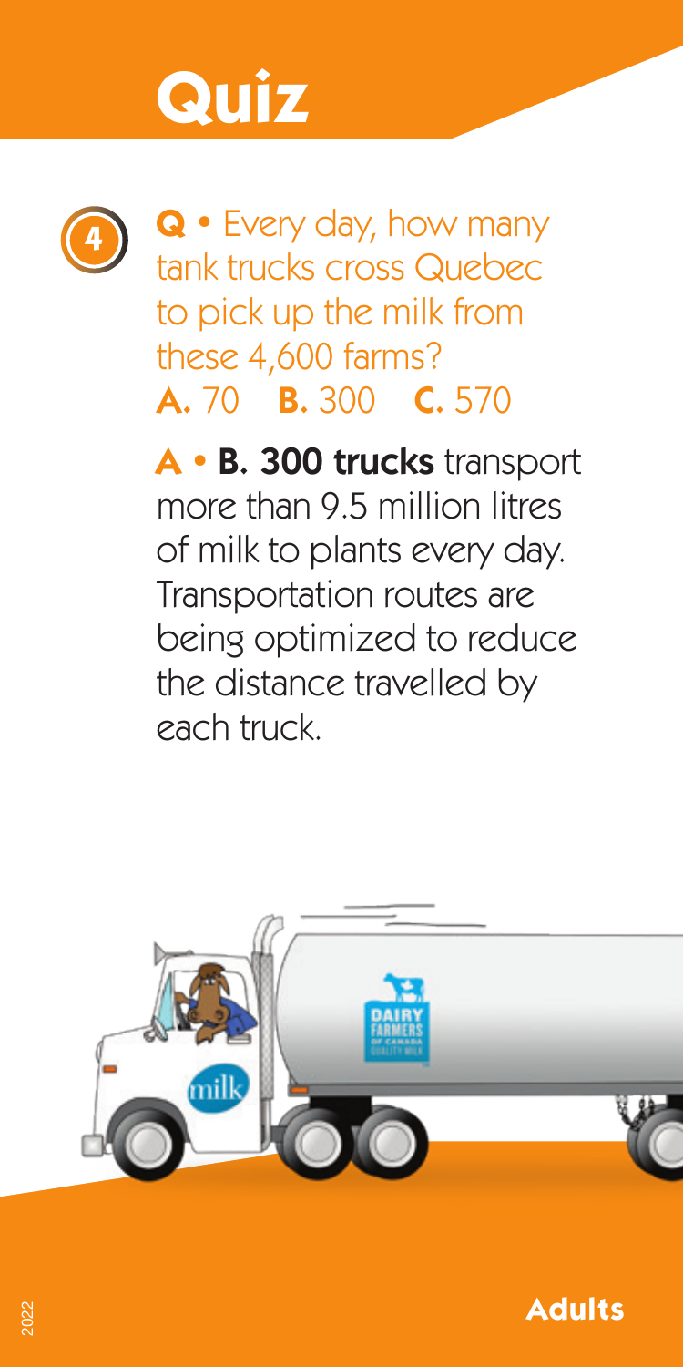# Quiz

**4**

**Q** • Every day, how many tank trucks cross Quebec to pick up the milk from these 4,600 farms?
**A.** 70 **B.** 300 **C.** 570

**A** • **B. 300 trucks** transport more than 9.5 million litres of milk to plants every day. Transportation routes are being optimized to reduce the distance travelled by each truck.

**Adults**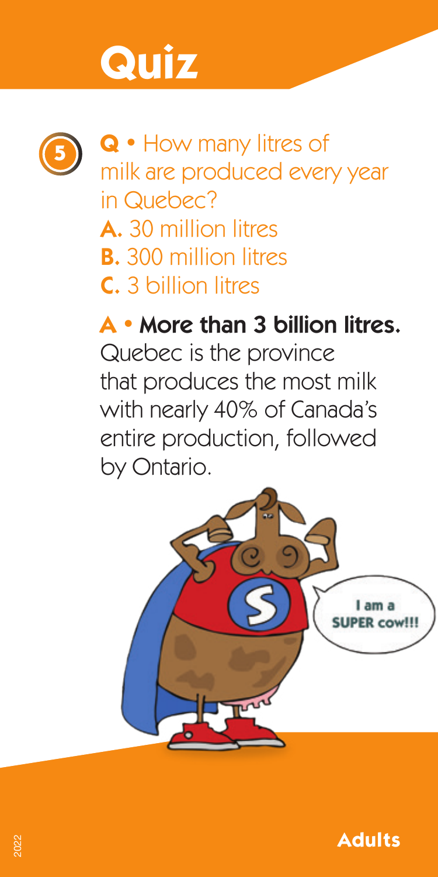# Quiz

5

**Q** • How many litres of milk are produced every year in Quebec?

**A.** 30 million litres
**B.** 300 million litres
**C.** 3 billion litres

**A • More than 3 billion litres.** Quebec is the province that produces the most milk with nearly 40% of Canada's entire production, followed by Ontario.

**Adults**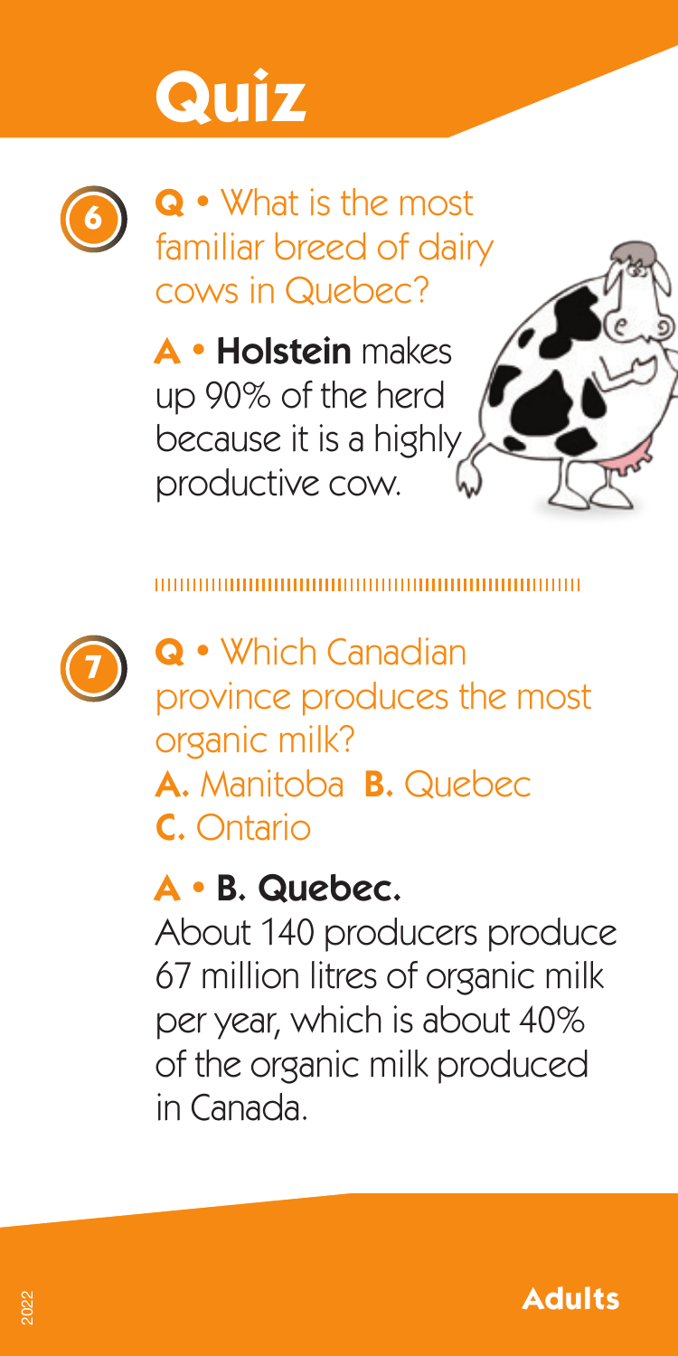# Quiz

**6**

**Q** • What is the most familiar breed of dairy cows in Quebec?

**A** • **Holstein** makes up 90% of the herd because it is a highly productive cow.

**7**

**Q** • Which Canadian province produces the most organic milk?

**A.** Manitoba **B.** Quebec **C.** Ontario

**A** • **B. Quebec.**

About 140 producers produce 67 million litres of organic milk per year, which is about 40% of the organic milk produced in Canada.

2022

**Adults**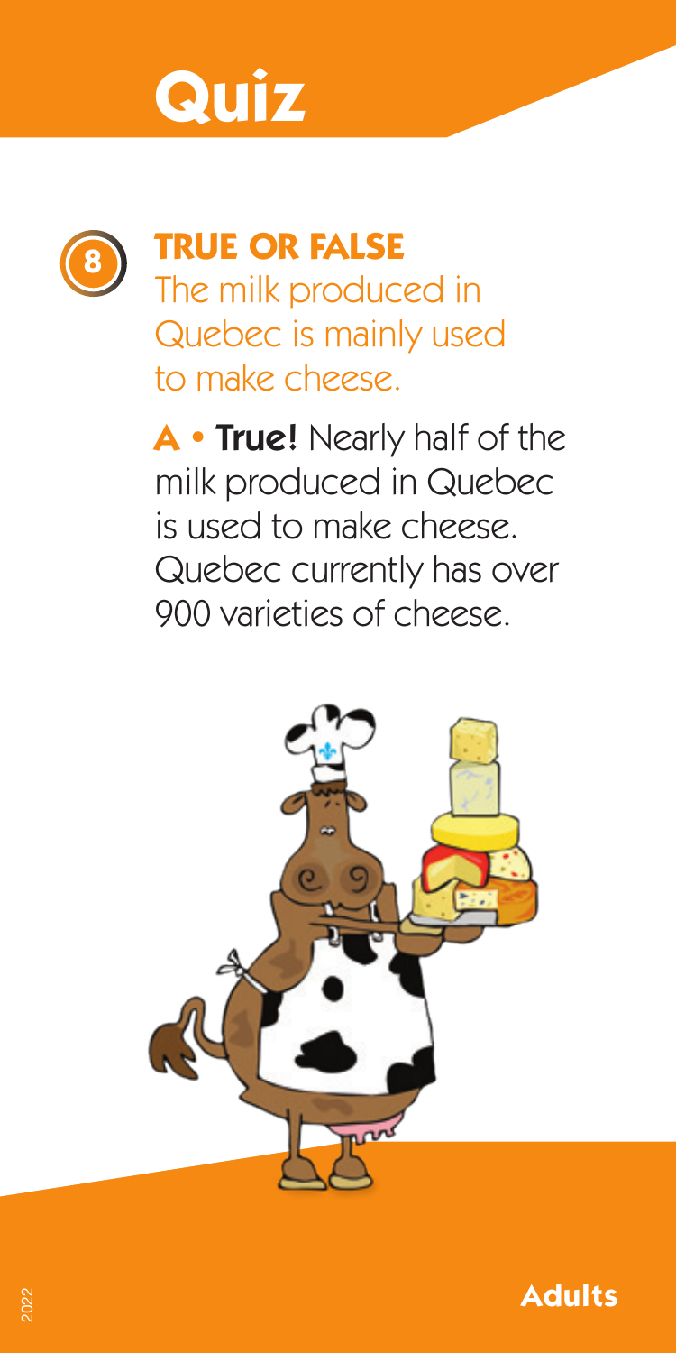# Quiz

## 8 TRUE OR FALSE

The milk produced in Quebec is mainly used to make cheese.

**A • True!** Nearly half of the milk produced in Quebec is used to make cheese. Quebec currently has over 900 varieties of cheese.

**Adults**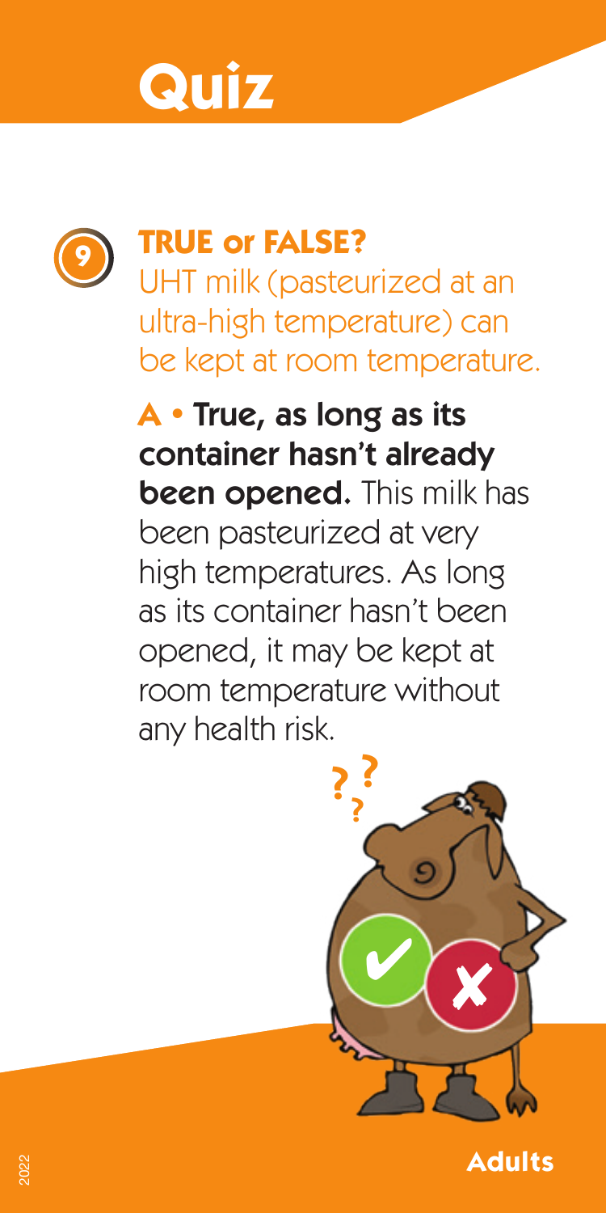# Quiz

**9**

## TRUE or FALSE?

UHT milk (pasteurized at an ultra-high temperature) can be kept at room temperature.

**A • True, as long as its container hasn't already been opened.** This milk has been pasteurized at very high temperatures. As long as its container hasn't been opened, it may be kept at room temperature without any health risk.

**Adults**

2022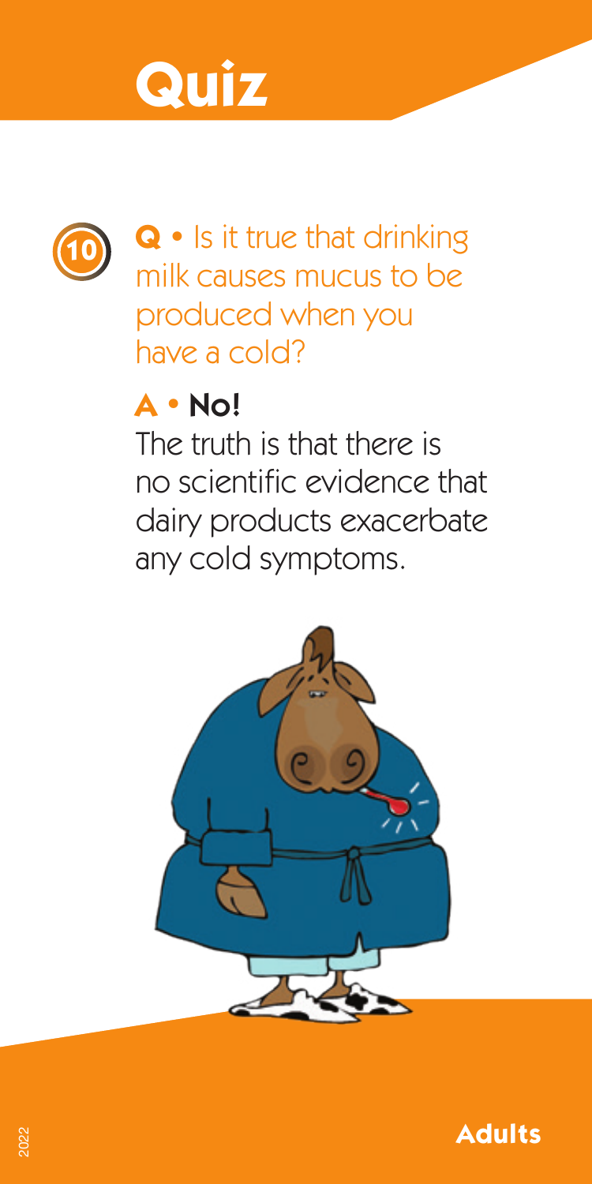# Quiz

**10**

**Q** • Is it true that drinking milk causes mucus to be produced when you have a cold?

**A** • **No!**

The truth is that there is no scientific evidence that dairy products exacerbate any cold symptoms.

**Adults**

2022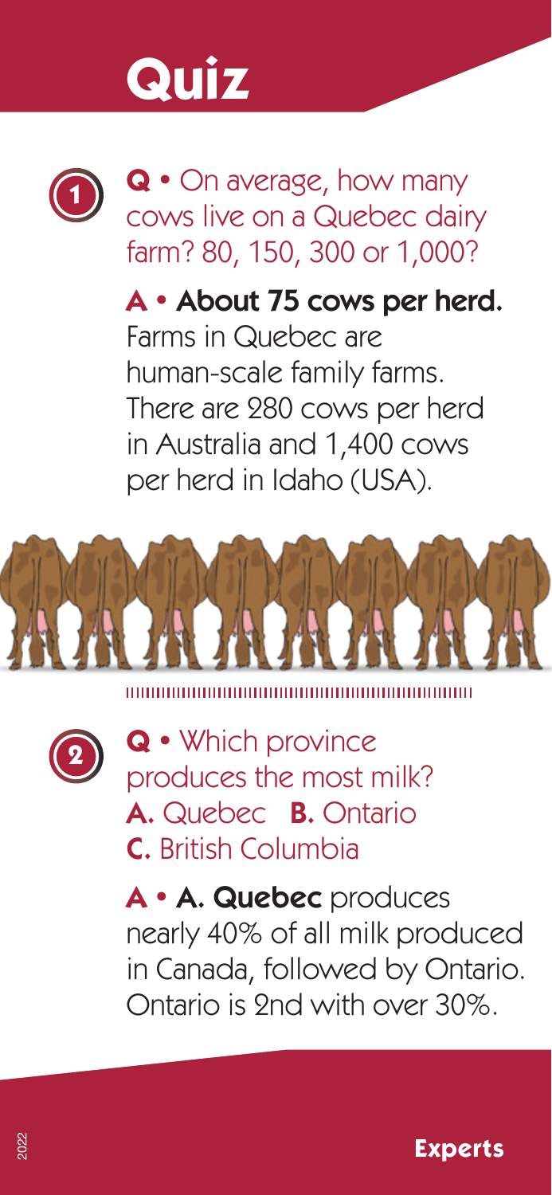# Quiz

**1**

**Q** • On average, how many cows live on a Quebec dairy farm? 80, 150, 300 or 1,000?

**A • About 75 cows per herd.** Farms in Quebec are human-scale family farms. There are 280 cows per herd in Australia and 1,400 cows per herd in Idaho (USA).

**2**

**Q** • Which province produces the most milk?
**A.** Quebec **B.** Ontario
**C.** British Columbia

**A • A. Quebec** produces nearly 40% of all milk produced in Canada, followed by Ontario. Ontario is 2nd with over 30%.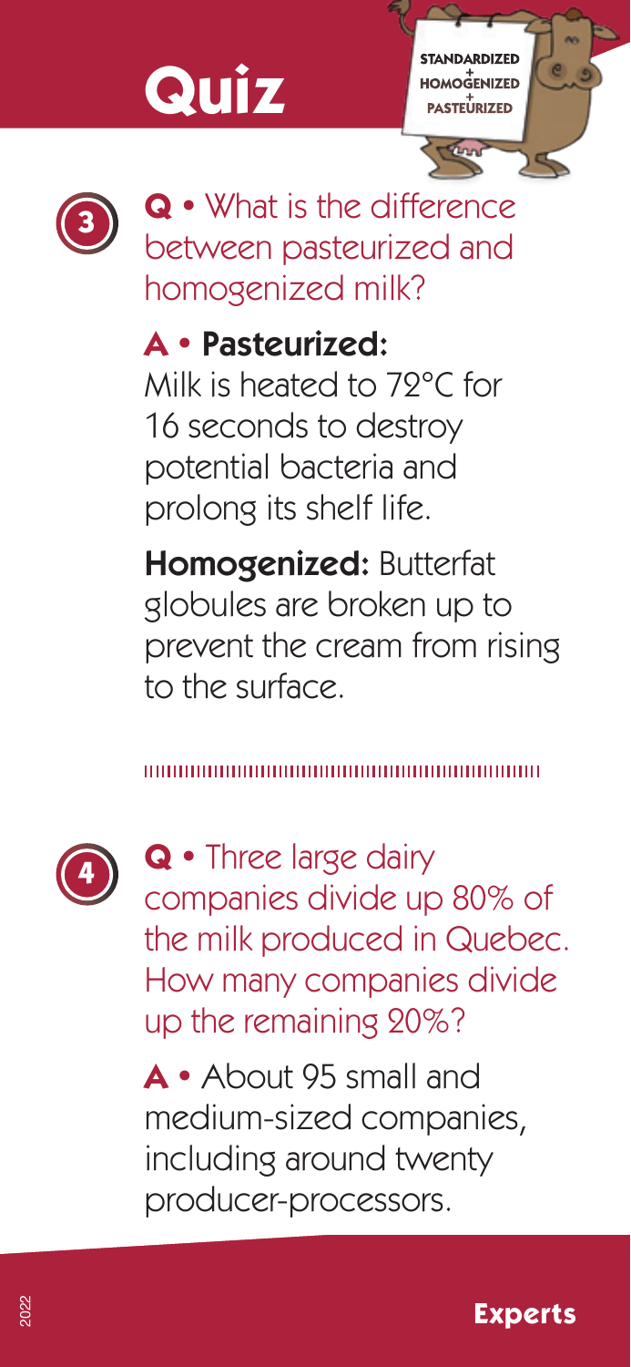# Quiz

**3**

**Q** • What is the difference between pasteurized and homogenized milk?

**A** • **Pasteurized:** Milk is heated to 72°C for 16 seconds to destroy potential bacteria and prolong its shelf life.

**Homogenized:** Butterfat globules are broken up to prevent the cream from rising to the surface.

**4**

**Q** • Three large dairy companies divide up 80% of the milk produced in Quebec. How many companies divide up the remaining 20%?

**A** • About 95 small and medium-sized companies, including around twenty producer-processors.

2022

**Experts**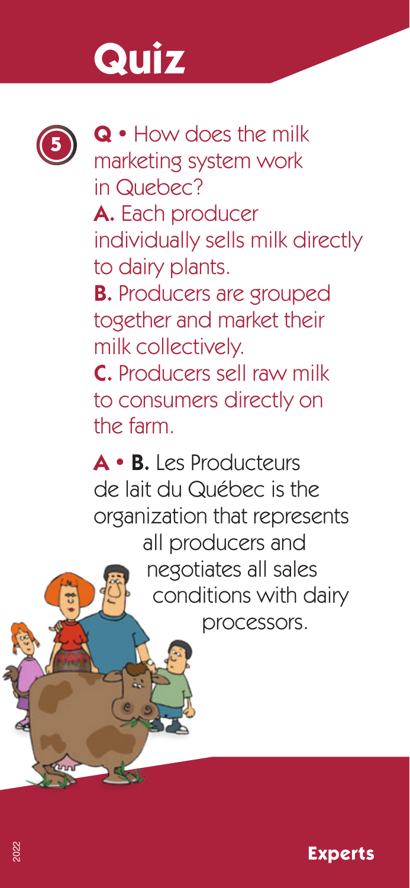# Quiz

**5**

**Q •** How does the milk marketing system work in Quebec?

**A.** Each producer individually sells milk directly to dairy plants.

**B.** Producers are grouped together and market their milk collectively.

**C.** Producers sell raw milk to consumers directly on the farm.

**A • B.** Les Producteurs de lait du Québec is the organization that represents all producers and negotiates all sales conditions with dairy processors.

**Experts**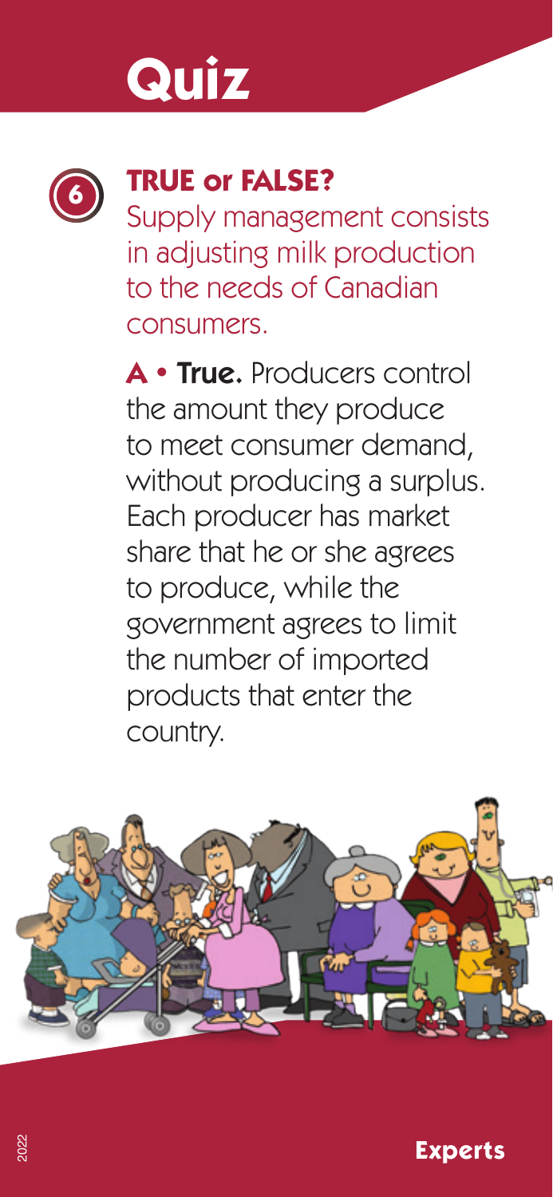# Quiz

**6**

## TRUE or FALSE?

Supply management consists in adjusting milk production to the needs of Canadian consumers.

**A • True.** Producers control the amount they produce to meet consumer demand, without producing a surplus. Each producer has market share that he or she agrees to produce, while the government agrees to limit the number of imported products that enter the country.

**Experts**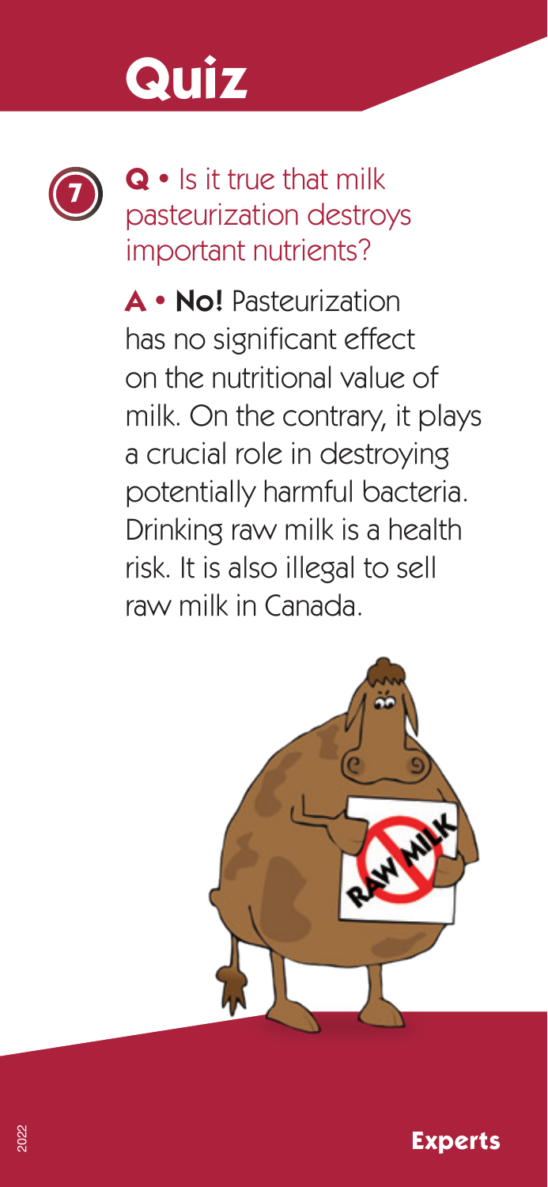# Quiz

**7**

**Q •** Is it true that milk pasteurization destroys important nutrients?

**A • No!** Pasteurization has no significant effect on the nutritional value of milk. On the contrary, it plays a crucial role in destroying potentially harmful bacteria. Drinking raw milk is a health risk. It is also illegal to sell raw milk in Canada.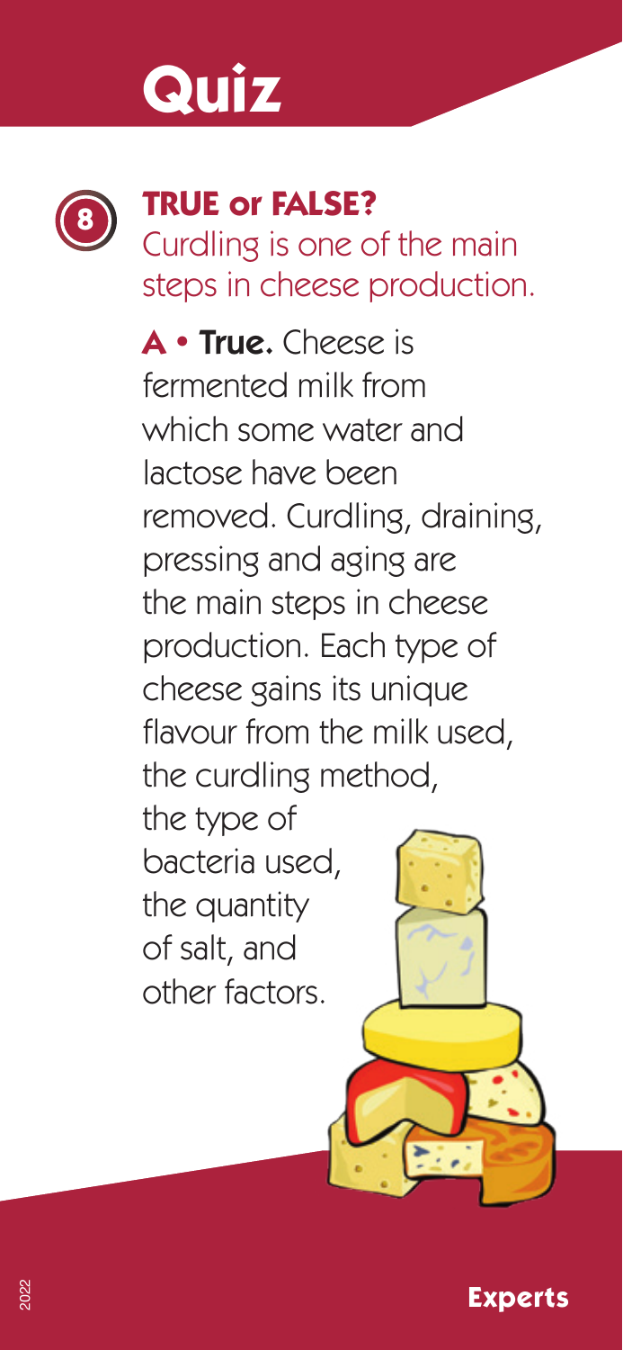# Quiz

**8**

## TRUE or FALSE?

Curdling is one of the main steps in cheese production.

**A • True.** Cheese is fermented milk from which some water and lactose have been removed. Curdling, draining, pressing and aging are the main steps in cheese production. Each type of cheese gains its unique flavour from the milk used, the curdling method, the type of bacteria used, the quantity of salt, and other factors.